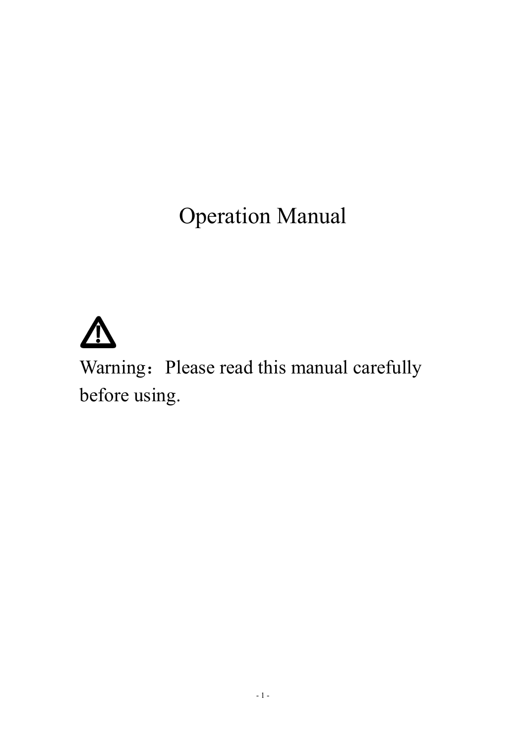# Operation Manual

⚠

Warning：Please read this manual carefully before using.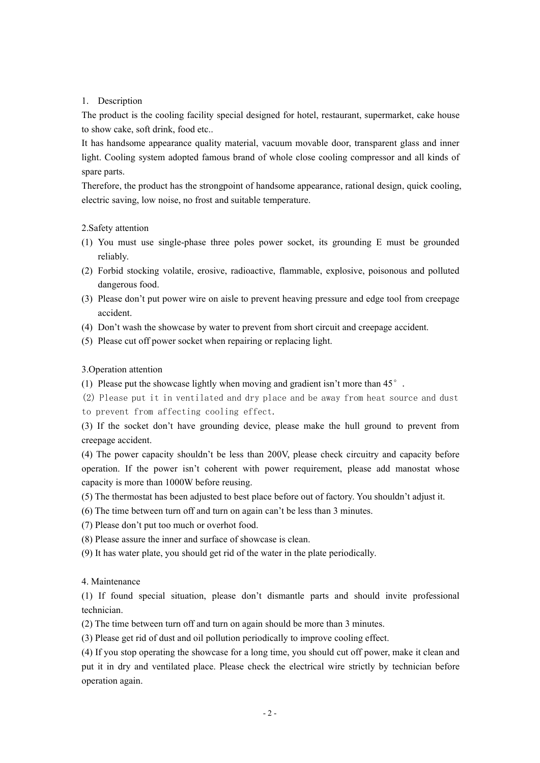## 1. Description

The product is the cooling facility special designed for hotel, restaurant, supermarket, cake house to show cake, soft drink, food etc..

It has handsome appearance quality material, vacuum movable door, transparent glass and inner light. Cooling system adopted famous brand of whole close cooling compressor and all kinds of spare parts.

Therefore, the product has the strongpoint of handsome appearance, rational design, quick cooling, electric saving, low noise, no frost and suitable temperature.

## 2.Safety attention

(1) You must use single-phase three poles power socket, its grounding E must be grounded reliably.

(2) Forbid stocking volatile, erosive, radioactive, flammable, explosive, poisonous and polluted dangerous food.

(3) Please don't put power wire on aisle to prevent heaving pressure and edge tool from creepage accident.

(4) Don't wash the showcase by water to prevent from short circuit and creepage accident.

(5) Please cut off power socket when repairing or replacing light.

## 3.Operation attention

(1) Please put the showcase lightly when moving and gradient isn't more than 45°.

(2) Please put it in ventilated and dry place and be away from heat source and dust to prevent from affecting cooling effect.

(3) If the socket don't have grounding device, please make the hull ground to prevent from creepage accident.

(4) The power capacity shouldn't be less than 200V, please check circuitry and capacity before operation. If the power isn't coherent with power requirement, please add manostat whose capacity is more than 1000W before reusing.

(5) The thermostat has been adjusted to best place before out of factory. You shouldn't adjust it.

(6) The time between turn off and turn on again can't be less than 3 minutes.

(7) Please don't put too much or overhot food.

(8) Please assure the inner and surface of showcase is clean.

(9) It has water plate, you should get rid of the water in the plate periodically.

## 4. Maintenance

(1) If found special situation, please don't dismantle parts and should invite professional technician.

(2) The time between turn off and turn on again should be more than 3 minutes.

(3) Please get rid of dust and oil pollution periodically to improve cooling effect.

(4) If you stop operating the showcase for a long time, you should cut off power, make it clean and put it in dry and ventilated place. Please check the electrical wire strictly by technician before operation again.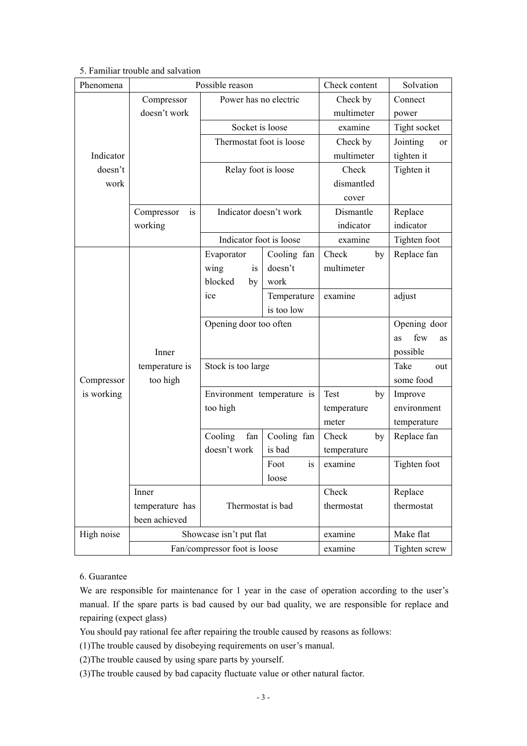5. Familiar trouble and salvation

| Phenomena | Possible reason | | | Check content | Solvation |
|---|---|---|---|---|---|
| Indicator doesn't work | Compressor doesn't work | Power has no electric | | Check by multimeter | Connect power |
| | | Socket is loose | | examine | Tight socket |
| | | Thermostat foot is loose | | Check by multimeter | Jointing or tighten it |
| | | Relay foot is loose | | Check dismantled cover | Tighten it |
| | Compressor is working | Indicator doesn't work | | Dismantle indicator | Replace indicator |
| | | Indicator foot is loose | | examine | Tighten foot |
| Compressor is working | Inner temperature is too high | Evaporator wing is blocked by ice | Cooling fan doesn't work | Check by multimeter | Replace fan |
| | | | Temperature is too low | examine | adjust |
| | | Opening door too often | | | Opening door as few as possible |
| | | Stock is too large | | | Take out some food |
| | | Environment temperature is too high | | Test by temperature meter | Improve environment temperature |
| | | Cooling fan doesn't work | Cooling fan is bad | Check by temperature | Replace fan |
| | | | Foot is loose | examine | Tighten foot |
| | Inner temperature has been achieved | Thermostat is bad | | Check thermostat | Replace thermostat |
| High noise | Showcase isn't put flat | | | examine | Make flat |
| | Fan/compressor foot is loose | | | examine | Tighten screw |

6. Guarantee

We are responsible for maintenance for 1 year in the case of operation according to the user's manual. If the spare parts is bad caused by our bad quality, we are responsible for replace and repairing (expect glass)

You should pay rational fee after repairing the trouble caused by reasons as follows:

(1)The trouble caused by disobeying requirements on user's manual.

(2)The trouble caused by using spare parts by yourself.

(3)The trouble caused by bad capacity fluctuate value or other natural factor.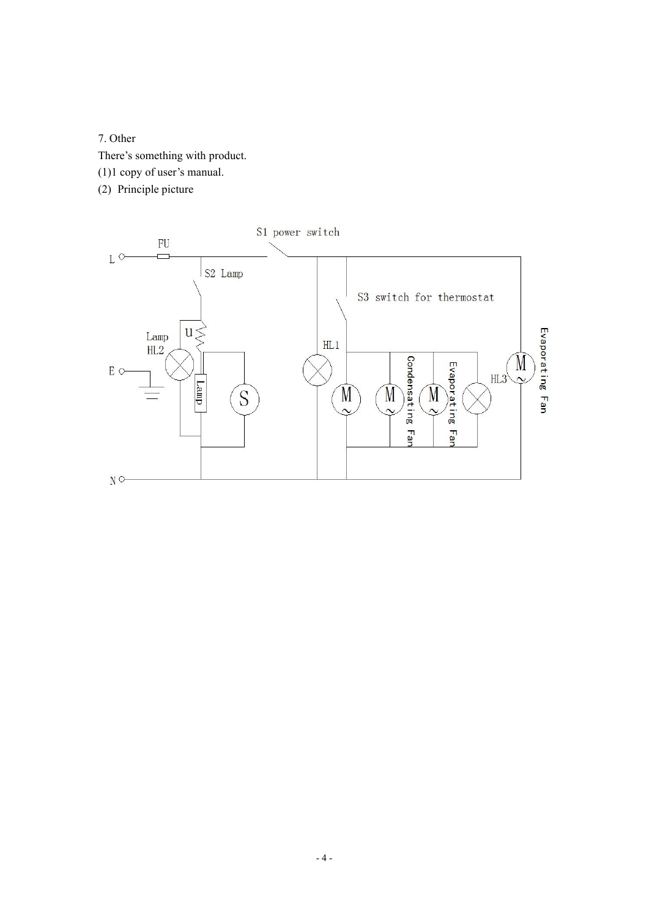7. Other

There's something with product.

(1)1 copy of user's manual.

(2) Principle picture

S1 power switch

FU

L

S2 Lamp

S3 switch for thermostat

Lamp

HL2

u

E

Lamp

S

HL1

M

M

Condensating Fan

M

Evaporating Fan

HL3

M

Evaporating Fan

N